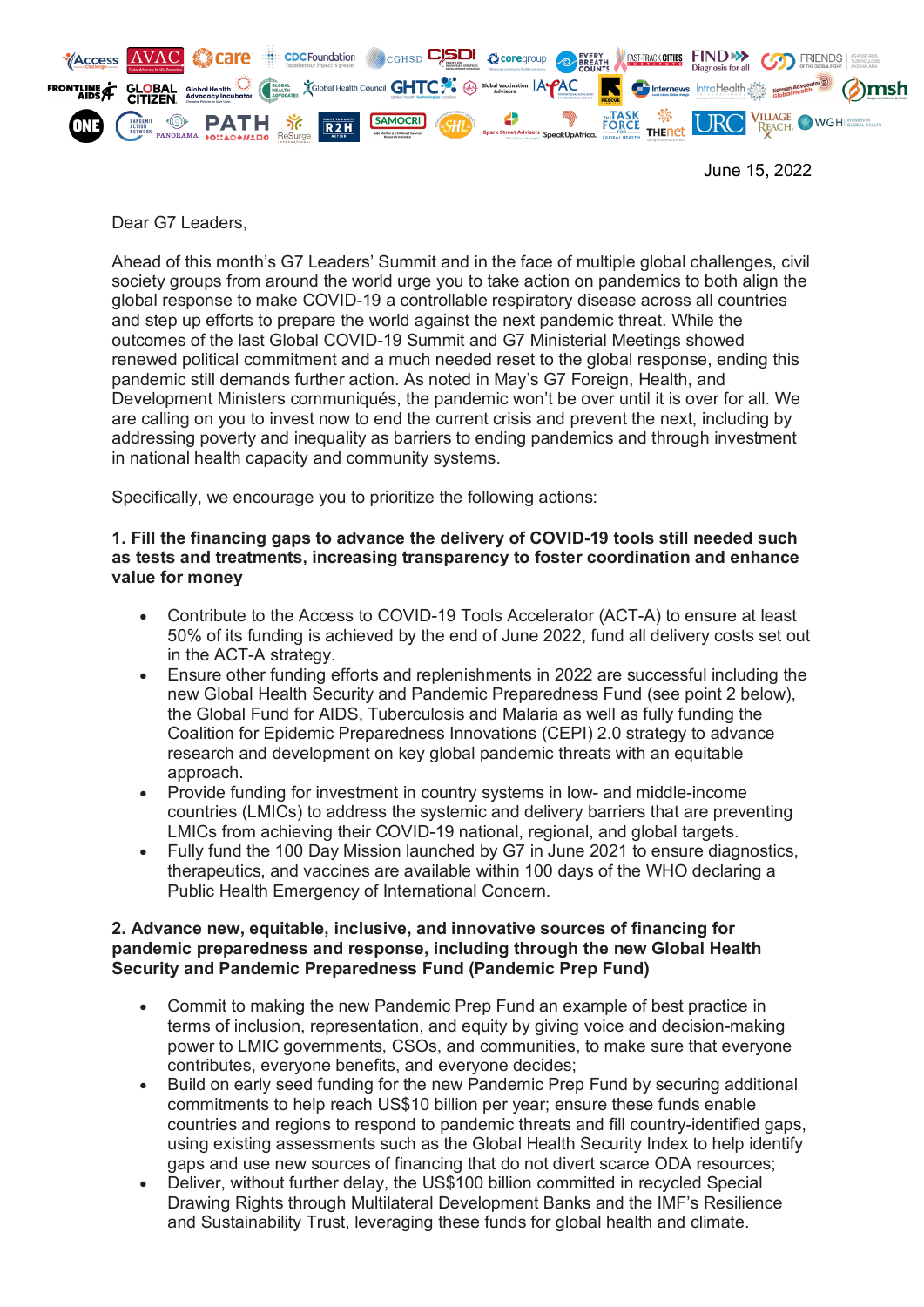June 15, 2022

Dear G7 Leaders,

Ahead of this month's G7 Leaders' Summit and in the face of multiple global challenges, civil society groups from around the world urge you to take action on pandemics to both align the global response to make COVID-19 a controllable respiratory disease across all countries and step up efforts to prepare the world against the next pandemic threat. While the outcomes of the last Global COVID-19 Summit and G7 Ministerial Meetings showed renewed political commitment and a much needed reset to the global response, ending this pandemic still demands further action. As noted in May's G7 Foreign, Health, and Development Ministers communiqués, the pandemic won't be over until it is over for all. We are calling on you to invest now to end the current crisis and prevent the next, including by addressing poverty and inequality as barriers to ending pandemics and through investment in national health capacity and community systems.

Specifically, we encourage you to prioritize the following actions:

**1. Fill the financing gaps to advance the delivery of COVID-19 tools still needed such as tests and treatments, increasing transparency to foster coordination and enhance value for money**

- Contribute to the Access to COVID-19 Tools Accelerator (ACT-A) to ensure at least 50% of its funding is achieved by the end of June 2022, fund all delivery costs set out in the ACT-A strategy.
- Ensure other funding efforts and replenishments in 2022 are successful including the new Global Health Security and Pandemic Preparedness Fund (see point 2 below), the Global Fund for AIDS, Tuberculosis and Malaria as well as fully funding the Coalition for Epidemic Preparedness Innovations (CEPI) 2.0 strategy to advance research and development on key global pandemic threats with an equitable approach.
- Provide funding for investment in country systems in low- and middle-income countries (LMICs) to address the systemic and delivery barriers that are preventing LMICs from achieving their COVID-19 national, regional, and global targets.
- Fully fund the 100 Day Mission launched by G7 in June 2021 to ensure diagnostics, therapeutics, and vaccines are available within 100 days of the WHO declaring a Public Health Emergency of International Concern.

**2. Advance new, equitable, inclusive, and innovative sources of financing for pandemic preparedness and response, including through the new Global Health Security and Pandemic Preparedness Fund (Pandemic Prep Fund)**

- Commit to making the new Pandemic Prep Fund an example of best practice in terms of inclusion, representation, and equity by giving voice and decision-making power to LMIC governments, CSOs, and communities, to make sure that everyone contributes, everyone benefits, and everyone decides;
- Build on early seed funding for the new Pandemic Prep Fund by securing additional commitments to help reach US$10 billion per year; ensure these funds enable countries and regions to respond to pandemic threats and fill country-identified gaps, using existing assessments such as the Global Health Security Index to help identify gaps and use new sources of financing that do not divert scarce ODA resources;
- Deliver, without further delay, the US$100 billion committed in recycled Special Drawing Rights through Multilateral Development Banks and the IMF's Resilience and Sustainability Trust, leveraging these funds for global health and climate.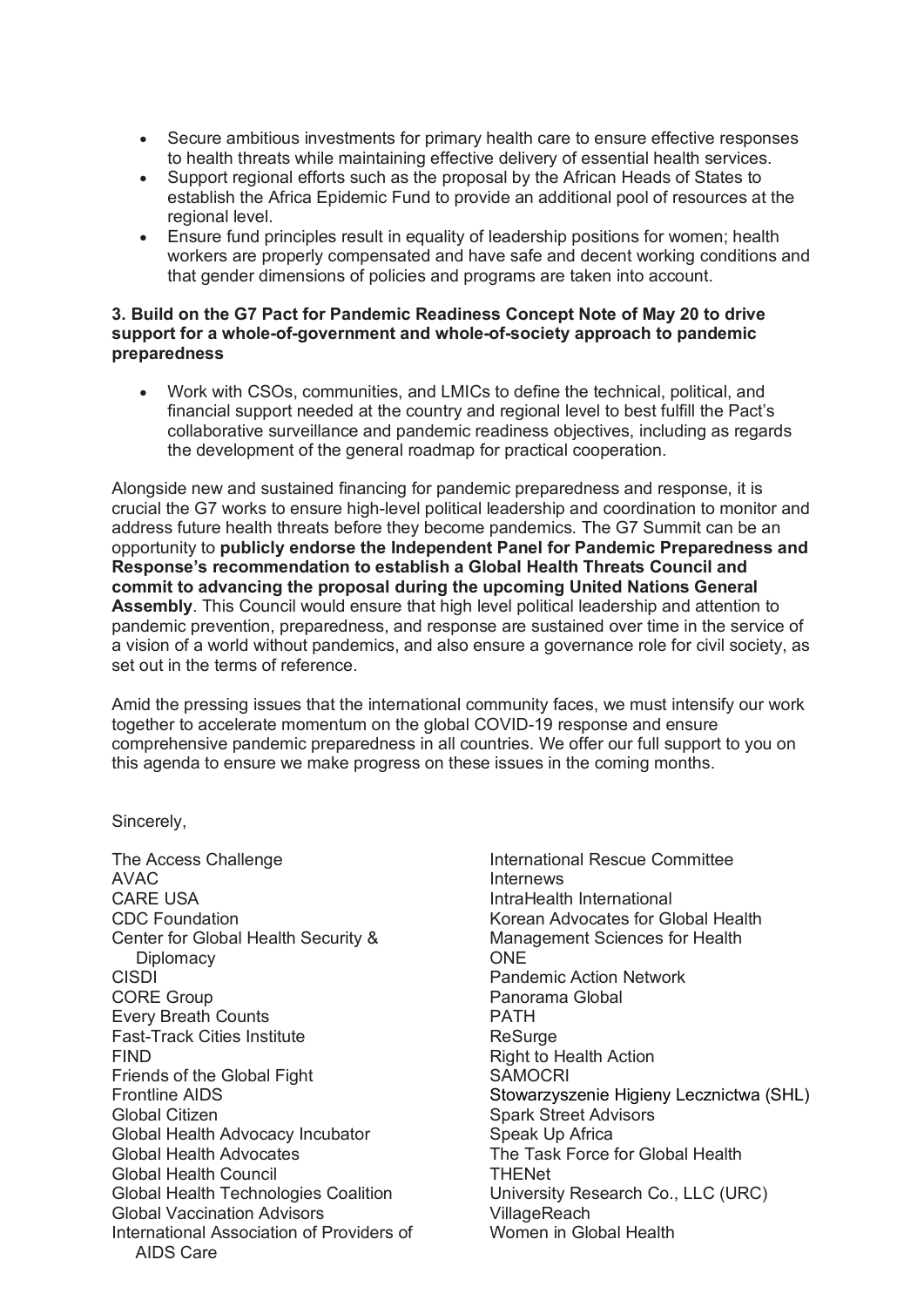- Secure ambitious investments for primary health care to ensure effective responses to health threats while maintaining effective delivery of essential health services.
- Support regional efforts such as the proposal by the African Heads of States to establish the Africa Epidemic Fund to provide an additional pool of resources at the regional level.
- Ensure fund principles result in equality of leadership positions for women; health workers are properly compensated and have safe and decent working conditions and that gender dimensions of policies and programs are taken into account.

**3. Build on the G7 Pact for Pandemic Readiness Concept Note of May 20 to drive support for a whole-of-government and whole-of-society approach to pandemic preparedness**

- Work with CSOs, communities, and LMICs to define the technical, political, and financial support needed at the country and regional level to best fulfill the Pact's collaborative surveillance and pandemic readiness objectives, including as regards the development of the general roadmap for practical cooperation.

Alongside new and sustained financing for pandemic preparedness and response, it is crucial the G7 works to ensure high-level political leadership and coordination to monitor and address future health threats before they become pandemics. The G7 Summit can be an opportunity to **publicly endorse the Independent Panel for Pandemic Preparedness and Response's recommendation to establish a Global Health Threats Council and commit to advancing the proposal during the upcoming United Nations General Assembly**. This Council would ensure that high level political leadership and attention to pandemic prevention, preparedness, and response are sustained over time in the service of a vision of a world without pandemics, and also ensure a governance role for civil society, as set out in the terms of reference.

Amid the pressing issues that the international community faces, we must intensify our work together to accelerate momentum on the global COVID-19 response and ensure comprehensive pandemic preparedness in all countries. We offer our full support to you on this agenda to ensure we make progress on these issues in the coming months.

Sincerely,

The Access Challenge
AVAC
CARE USA
CDC Foundation
Center for Global Health Security & Diplomacy
CISDI
CORE Group
Every Breath Counts
Fast-Track Cities Institute
FIND
Friends of the Global Fight
Frontline AIDS
Global Citizen
Global Health Advocacy Incubator
Global Health Advocates
Global Health Council
Global Health Technologies Coalition
Global Vaccination Advisors
International Association of Providers of AIDS Care
International Rescue Committee
Internews
IntraHealth International
Korean Advocates for Global Health
Management Sciences for Health
ONE
Pandemic Action Network
Panorama Global
PATH
ReSurge
Right to Health Action
SAMOCRI
Stowarzyszenie Higieny Lecznictwa (SHL)
Spark Street Advisors
Speak Up Africa
The Task Force for Global Health
THENet
University Research Co., LLC (URC)
VillageReach
Women in Global Health